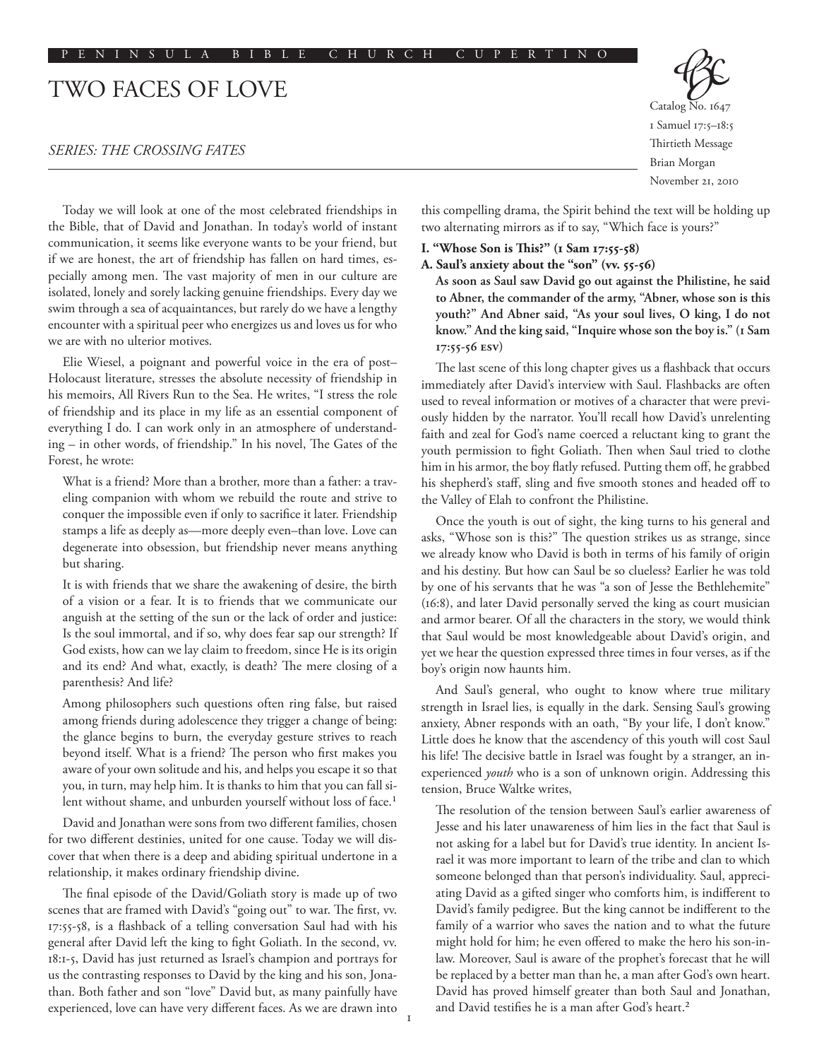# TWO FACES OF LOVE

*SERIES: THE CROSSING FATES*

Catalog No. 1647
1 Samuel 17:5–18:5
Thirtieth Message
Brian Morgan
November 21, 2010

Today we will look at one of the most celebrated friendships in the Bible, that of David and Jonathan. In today's world of instant communication, it seems like everyone wants to be your friend, but if we are honest, the art of friendship has fallen on hard times, especially among men. The vast majority of men in our culture are isolated, lonely and sorely lacking genuine friendships. Every day we swim through a sea of acquaintances, but rarely do we have a lengthy encounter with a spiritual peer who energizes us and loves us for who we are with no ulterior motives.

Elie Wiesel, a poignant and powerful voice in the era of post–Holocaust literature, stresses the absolute necessity of friendship in his memoirs, All Rivers Run to the Sea. He writes, "I stress the role of friendship and its place in my life as an essential component of everything I do. I can work only in an atmosphere of understanding – in other words, of friendship." In his novel, The Gates of the Forest, he wrote:

> What is a friend? More than a brother, more than a father: a traveling companion with whom we rebuild the route and strive to conquer the impossible even if only to sacrifice it later. Friendship stamps a life as deeply as—more deeply even–than love. Love can degenerate into obsession, but friendship never means anything but sharing.
>
> It is with friends that we share the awakening of desire, the birth of a vision or a fear. It is to friends that we communicate our anguish at the setting of the sun or the lack of order and justice: Is the soul immortal, and if so, why does fear sap our strength? If God exists, how can we lay claim to freedom, since He is its origin and its end? And what, exactly, is death? The mere closing of a parenthesis? And life?
>
> Among philosophers such questions often ring false, but raised among friends during adolescence they trigger a change of being: the glance begins to burn, the everyday gesture strives to reach beyond itself. What is a friend? The person who first makes you aware of your own solitude and his, and helps you escape it so that you, in turn, may help him. It is thanks to him that you can fall silent without shame, and unburden yourself without loss of face.[1]

David and Jonathan were sons from two different families, chosen for two different destinies, united for one cause. Today we will discover that when there is a deep and abiding spiritual undertone in a relationship, it makes ordinary friendship divine.

The final episode of the David/Goliath story is made up of two scenes that are framed with David's "going out" to war. The first, vv. 17:55-58, is a flashback of a telling conversation Saul had with his general after David left the king to fight Goliath. In the second, vv. 18:1-5, David has just returned as Israel's champion and portrays for us the contrasting responses to David by the king and his son, Jonathan. Both father and son "love" David but, as many painfully have experienced, love can have very different faces. As we are drawn into this compelling drama, the Spirit behind the text will be holding up two alternating mirrors as if to say, "Which face is yours?"

## I. "Whose Son is This?" (1 Sam 17:55-58)

### A. Saul's anxiety about the "son" (vv. 55-56)

**As soon as Saul saw David go out against the Philistine, he said to Abner, the commander of the army, "Abner, whose son is this youth?" And Abner said, "As your soul lives, O king, I do not know." And the king said, "Inquire whose son the boy is." (1 Sam 17:55-56 ESV)**

The last scene of this long chapter gives us a flashback that occurs immediately after David's interview with Saul. Flashbacks are often used to reveal information or motives of a character that were previously hidden by the narrator. You'll recall how David's unrelenting faith and zeal for God's name coerced a reluctant king to grant the youth permission to fight Goliath. Then when Saul tried to clothe him in his armor, the boy flatly refused. Putting them off, he grabbed his shepherd's staff, sling and five smooth stones and headed off to the Valley of Elah to confront the Philistine.

Once the youth is out of sight, the king turns to his general and asks, "Whose son is this?" The question strikes us as strange, since we already know who David is both in terms of his family of origin and his destiny. But how can Saul be so clueless? Earlier he was told by one of his servants that he was "a son of Jesse the Bethlehemite" (16:8), and later David personally served the king as court musician and armor bearer. Of all the characters in the story, we would think that Saul would be most knowledgeable about David's origin, and yet we hear the question expressed three times in four verses, as if the boy's origin now haunts him.

And Saul's general, who ought to know where true military strength in Israel lies, is equally in the dark. Sensing Saul's growing anxiety, Abner responds with an oath, "By your life, I don't know." Little does he know that the ascendency of this youth will cost Saul his life! The decisive battle in Israel was fought by a stranger, an inexperienced *youth* who is a son of unknown origin. Addressing this tension, Bruce Waltke writes,

> The resolution of the tension between Saul's earlier awareness of Jesse and his later unawareness of him lies in the fact that Saul is not asking for a label but for David's true identity. In ancient Israel it was more important to learn of the tribe and clan to which someone belonged than that person's individuality. Saul, appreciating David as a gifted singer who comforts him, is indifferent to David's family pedigree. But the king cannot be indifferent to the family of a warrior who saves the nation and to what the future might hold for him; he even offered to make the hero his son-in-law. Moreover, Saul is aware of the prophet's forecast that he will be replaced by a better man than he, a man after God's own heart. David has proved himself greater than both Saul and Jonathan, and David testifies he is a man after God's heart.[2]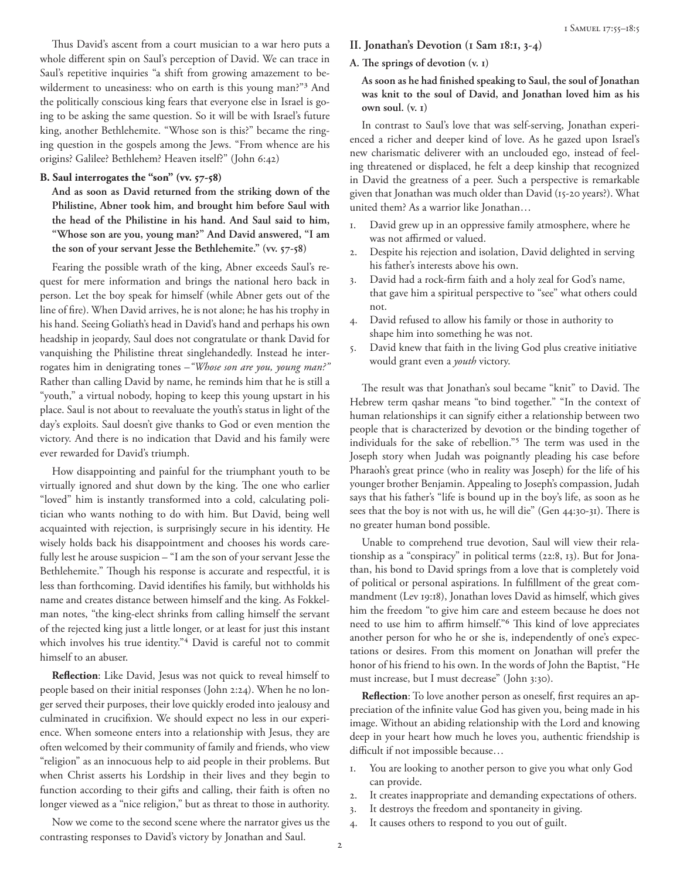Thus David's ascent from a court musician to a war hero puts a whole different spin on Saul's perception of David. We can trace in Saul's repetitive inquiries "a shift from growing amazement to bewilderment to uneasiness: who on earth is this young man?"[3] And the politically conscious king fears that everyone else in Israel is going to be asking the same question. So it will be with Israel's future king, another Bethlehemite. "Whose son is this?" became the ringing question in the gospels among the Jews. "From whence are his origins? Galilee? Bethlehem? Heaven itself?" (John 6:42)

### B. Saul interrogates the "son" (vv. 57-58)

**And as soon as David returned from the striking down of the Philistine, Abner took him, and brought him before Saul with the head of the Philistine in his hand. And Saul said to him, "Whose son are you, young man?" And David answered, "I am the son of your servant Jesse the Bethlehemite." (vv. 57-58)**

Fearing the possible wrath of the king, Abner exceeds Saul's request for mere information and brings the national hero back in person. Let the boy speak for himself (while Abner gets out of the line of fire). When David arrives, he is not alone; he has his trophy in his hand. Seeing Goliath's head in David's hand and perhaps his own headship in jeopardy, Saul does not congratulate or thank David for vanquishing the Philistine threat singlehandedly. Instead he interrogates him in denigrating tones – *"Whose son are you, young man?"* Rather than calling David by name, he reminds him that he is still a "youth," a virtual nobody, hoping to keep this young upstart in his place. Saul is not about to reevaluate the youth's status in light of the day's exploits. Saul doesn't give thanks to God or even mention the victory. And there is no indication that David and his family were ever rewarded for David's triumph.

How disappointing and painful for the triumphant youth to be virtually ignored and shut down by the king. The one who earlier "loved" him is instantly transformed into a cold, calculating politician who wants nothing to do with him. But David, being well acquainted with rejection, is surprisingly secure in his identity. He wisely holds back his disappointment and chooses his words carefully lest he arouse suspicion – "I am the son of your servant Jesse the Bethlehemite." Though his response is accurate and respectful, it is less than forthcoming. David identifies his family, but withholds his name and creates distance between himself and the king. As Fokkelman notes, "the king-elect shrinks from calling himself the servant of the rejected king just a little longer, or at least for just this instant which involves his true identity."[4] David is careful not to commit himself to an abuser.

**Reflection**: Like David, Jesus was not quick to reveal himself to people based on their initial responses (John 2:24). When he no longer served their purposes, their love quickly eroded into jealousy and culminated in crucifixion. We should expect no less in our experience. When someone enters into a relationship with Jesus, they are often welcomed by their community of family and friends, who view "religion" as an innocuous help to aid people in their problems. But when Christ asserts his Lordship in their lives and they begin to function according to their gifts and calling, their faith is often no longer viewed as a "nice religion," but as threat to those in authority.

Now we come to the second scene where the narrator gives us the contrasting responses to David's victory by Jonathan and Saul.

## II. Jonathan's Devotion (1 Sam 18:1, 3-4)

### A. The springs of devotion (v. 1)

**As soon as he had finished speaking to Saul, the soul of Jonathan was knit to the soul of David, and Jonathan loved him as his own soul. (v. 1)**

In contrast to Saul's love that was self-serving, Jonathan experienced a richer and deeper kind of love. As he gazed upon Israel's new charismatic deliverer with an unclouded ego, instead of feeling threatened or displaced, he felt a deep kinship that recognized in David the greatness of a peer. Such a perspective is remarkable given that Jonathan was much older than David (15-20 years?). What united them? As a warrior like Jonathan…

1. David grew up in an oppressive family atmosphere, where he was not affirmed or valued.
2. Despite his rejection and isolation, David delighted in serving his father's interests above his own.
3. David had a rock-firm faith and a holy zeal for God's name, that gave him a spiritual perspective to "see" what others could not.
4. David refused to allow his family or those in authority to shape him into something he was not.
5. David knew that faith in the living God plus creative initiative would grant even a *youth* victory.

The result was that Jonathan's soul became "knit" to David. The Hebrew term qashar means "to bind together." "In the context of human relationships it can signify either a relationship between two people that is characterized by devotion or the binding together of individuals for the sake of rebellion."[5] The term was used in the Joseph story when Judah was poignantly pleading his case before Pharaoh's great prince (who in reality was Joseph) for the life of his younger brother Benjamin. Appealing to Joseph's compassion, Judah says that his father's "life is bound up in the boy's life, as soon as he sees that the boy is not with us, he will die" (Gen 44:30-31). There is no greater human bond possible.

Unable to comprehend true devotion, Saul will view their relationship as a "conspiracy" in political terms (22:8, 13). But for Jonathan, his bond to David springs from a love that is completely void of political or personal aspirations. In fulfillment of the great commandment (Lev 19:18), Jonathan loves David as himself, which gives him the freedom "to give him care and esteem because he does not need to use him to affirm himself."[6] This kind of love appreciates another person for who he or she is, independently of one's expectations or desires. From this moment on Jonathan will prefer the honor of his friend to his own. In the words of John the Baptist, "He must increase, but I must decrease" (John 3:30).

**Reflection**: To love another person as oneself, first requires an appreciation of the infinite value God has given you, being made in his image. Without an abiding relationship with the Lord and knowing deep in your heart how much he loves you, authentic friendship is difficult if not impossible because…

1. You are looking to another person to give you what only God can provide.
2. It creates inappropriate and demanding expectations of others.
3. It destroys the freedom and spontaneity in giving.
4. It causes others to respond to you out of guilt.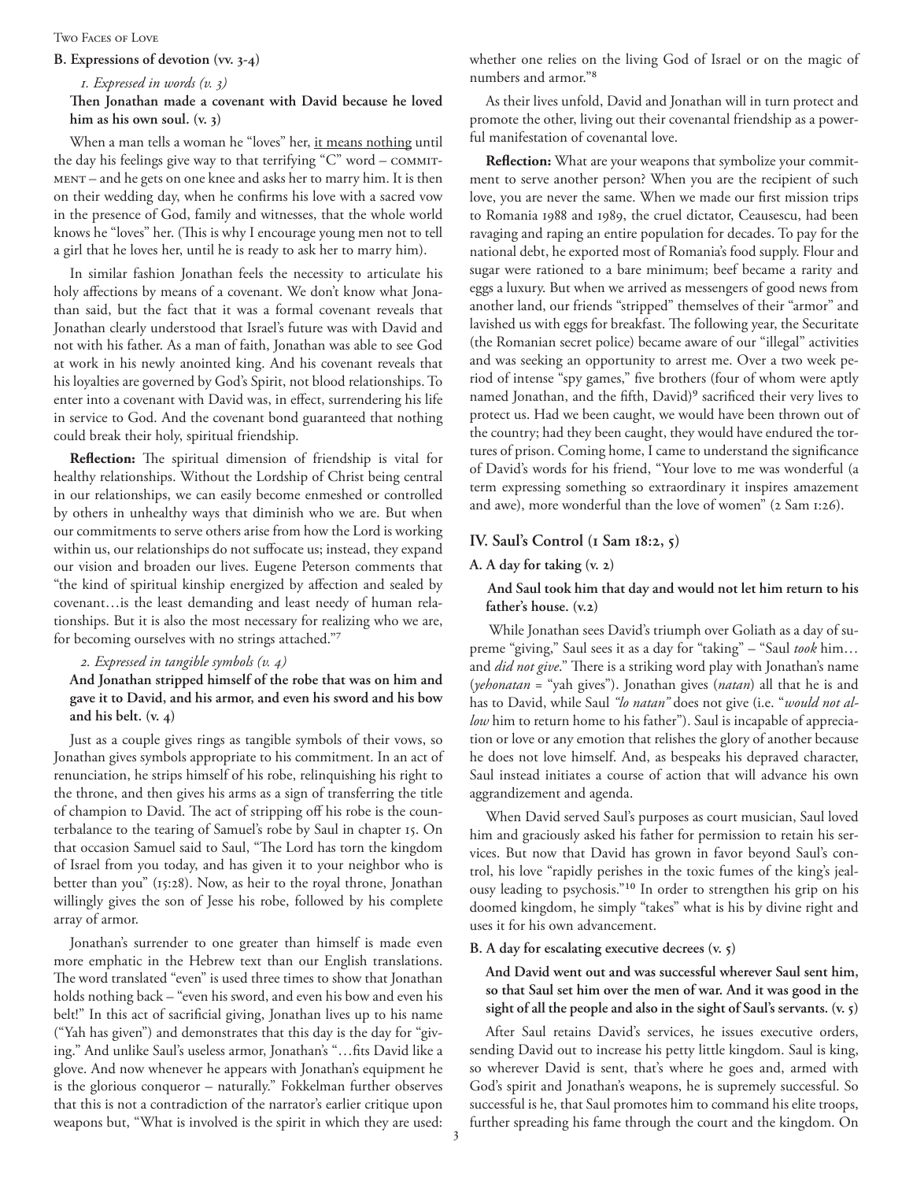### B. Expressions of devotion (vv. 3-4)

*1. Expressed in words (v. 3)*

**Then Jonathan made a covenant with David because he loved him as his own soul. (v. 3)**

When a man tells a woman he "loves" her, it means nothing until the day his feelings give way to that terrifying "C" word – COMMITMENT – and he gets on one knee and asks her to marry him. It is then on their wedding day, when he confirms his love with a sacred vow in the presence of God, family and witnesses, that the whole world knows he "loves" her. (This is why I encourage young men not to tell a girl that he loves her, until he is ready to ask her to marry him).

In similar fashion Jonathan feels the necessity to articulate his holy affections by means of a covenant. We don't know what Jonathan said, but the fact that it was a formal covenant reveals that Jonathan clearly understood that Israel's future was with David and not with his father. As a man of faith, Jonathan was able to see God at work in his newly anointed king. And his covenant reveals that his loyalties are governed by God's Spirit, not blood relationships. To enter into a covenant with David was, in effect, surrendering his life in service to God. And the covenant bond guaranteed that nothing could break their holy, spiritual friendship.

**Reflection:** The spiritual dimension of friendship is vital for healthy relationships. Without the Lordship of Christ being central in our relationships, we can easily become enmeshed or controlled by others in unhealthy ways that diminish who we are. But when our commitments to serve others arise from how the Lord is working within us, our relationships do not suffocate us; instead, they expand our vision and broaden our lives. Eugene Peterson comments that "the kind of spiritual kinship energized by affection and sealed by covenant…is the least demanding and least needy of human relationships. But it is also the most necessary for realizing who we are, for becoming ourselves with no strings attached."[7]

*2. Expressed in tangible symbols (v. 4)*

**And Jonathan stripped himself of the robe that was on him and gave it to David, and his armor, and even his sword and his bow and his belt. (v. 4)**

Just as a couple gives rings as tangible symbols of their vows, so Jonathan gives symbols appropriate to his commitment. In an act of renunciation, he strips himself of his robe, relinquishing his right to the throne, and then gives his arms as a sign of transferring the title of champion to David. The act of stripping off his robe is the counterbalance to the tearing of Samuel's robe by Saul in chapter 15. On that occasion Samuel said to Saul, "The Lord has torn the kingdom of Israel from you today, and has given it to your neighbor who is better than you" (15:28). Now, as heir to the royal throne, Jonathan willingly gives the son of Jesse his robe, followed by his complete array of armor.

Jonathan's surrender to one greater than himself is made even more emphatic in the Hebrew text than our English translations. The word translated "even" is used three times to show that Jonathan holds nothing back – "even his sword, and even his bow and even his belt!" In this act of sacrificial giving, Jonathan lives up to his name ("Yah has given") and demonstrates that this day is the day for "giving." And unlike Saul's useless armor, Jonathan's "…fits David like a glove. And now whenever he appears with Jonathan's equipment he is the glorious conqueror – naturally." Fokkelman further observes that this is not a contradiction of the narrator's earlier critique upon weapons but, "What is involved is the spirit in which they are used: whether one relies on the living God of Israel or on the magic of numbers and armor."[8]

As their lives unfold, David and Jonathan will in turn protect and promote the other, living out their covenantal friendship as a powerful manifestation of covenantal love.

**Reflection:** What are your weapons that symbolize your commitment to serve another person? When you are the recipient of such love, you are never the same. When we made our first mission trips to Romania 1988 and 1989, the cruel dictator, Ceausescu, had been ravaging and raping an entire population for decades. To pay for the national debt, he exported most of Romania's food supply. Flour and sugar were rationed to a bare minimum; beef became a rarity and eggs a luxury. But when we arrived as messengers of good news from another land, our friends "stripped" themselves of their "armor" and lavished us with eggs for breakfast. The following year, the Securitate (the Romanian secret police) became aware of our "illegal" activities and was seeking an opportunity to arrest me. Over a two week period of intense "spy games," five brothers (four of whom were aptly named Jonathan, and the fifth, David)[9] sacrificed their very lives to protect us. Had we been caught, we would have been thrown out of the country; had they been caught, they would have endured the tortures of prison. Coming home, I came to understand the significance of David's words for his friend, "Your love to me was wonderful (a term expressing something so extraordinary it inspires amazement and awe), more wonderful than the love of women" (2 Sam 1:26).

## IV. Saul's Control (1 Sam 18:2, 5)

### A. A day for taking (v. 2)

**And Saul took him that day and would not let him return to his father's house. (v.2)**

While Jonathan sees David's triumph over Goliath as a day of supreme "giving," Saul sees it as a day for "taking" – "Saul *took* him… and *did not give*." There is a striking word play with Jonathan's name (*yehonatan* = "yah gives"). Jonathan gives (*natan*) all that he is and has to David, while Saul *"lo natan"* does not give (i.e. "*would not allow* him to return home to his father"). Saul is incapable of appreciation or love or any emotion that relishes the glory of another because he does not love himself. And, as bespeaks his depraved character, Saul instead initiates a course of action that will advance his own aggrandizement and agenda.

When David served Saul's purposes as court musician, Saul loved him and graciously asked his father for permission to retain his services. But now that David has grown in favor beyond Saul's control, his love "rapidly perishes in the toxic fumes of the king's jealousy leading to psychosis."[10] In order to strengthen his grip on his doomed kingdom, he simply "takes" what is his by divine right and uses it for his own advancement.

### B. A day for escalating executive decrees (v. 5)

**And David went out and was successful wherever Saul sent him, so that Saul set him over the men of war. And it was good in the sight of all the people and also in the sight of Saul's servants. (v. 5)**

After Saul retains David's services, he issues executive orders, sending David out to increase his petty little kingdom. Saul is king, so wherever David is sent, that's where he goes and, armed with God's spirit and Jonathan's weapons, he is supremely successful. So successful is he, that Saul promotes him to command his elite troops, further spreading his fame through the court and the kingdom. On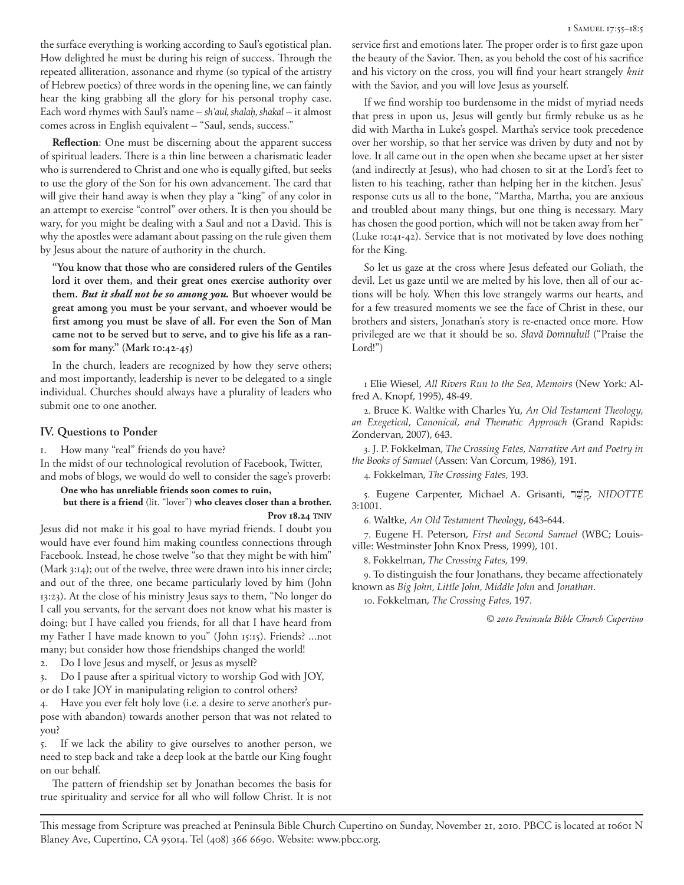the surface everything is working according to Saul's egotistical plan. How delighted he must be during his reign of success. Through the repeated alliteration, assonance and rhyme (so typical of the artistry of Hebrew poetics) of three words in the opening line, we can faintly hear the king grabbing all the glory for his personal trophy case. Each word rhymes with Saul's name – *sh'aul, shalaḥ, shakal* – it almost comes across in English equivalent – "Saul, sends, success."

**Reflection**: One must be discerning about the apparent success of spiritual leaders. There is a thin line between a charismatic leader who is surrendered to Christ and one who is equally gifted, but seeks to use the glory of the Son for his own advancement. The card that will give their hand away is when they play a "king" of any color in an attempt to exercise "control" over others. It is then you should be wary, for you might be dealing with a Saul and not a David. This is why the apostles were adamant about passing on the rule given them by Jesus about the nature of authority in the church.

> **"You know that those who are considered rulers of the Gentiles lord it over them, and their great ones exercise authority over them. *But it shall not be so among you.* But whoever would be great among you must be your servant, and whoever would be first among you must be slave of all. For even the Son of Man came not to be served but to serve, and to give his life as a ransom for many." (Mark 10:42-45)**

In the church, leaders are recognized by how they serve others; and most importantly, leadership is never to be delegated to a single individual. Churches should always have a plurality of leaders who submit one to another.

## IV. Questions to Ponder

1. How many "real" friends do you have?

In the midst of our technological revolution of Facebook, Twitter, and mobs of blogs, we would do well to consider the sage's proverb:

> **One who has unreliable friends soon comes to ruin,**
> **but there is a friend** (lit. "lover") **who cleaves closer than a brother.**
> **Prov 18.24 TNIV**

Jesus did not make it his goal to have myriad friends. I doubt you would have ever found him making countless connections through Facebook. Instead, he chose twelve "so that they might be with him" (Mark 3:14); out of the twelve, three were drawn into his inner circle; and out of the three, one became particularly loved by him (John 13:23). At the close of his ministry Jesus says to them, "No longer do I call you servants, for the servant does not know what his master is doing; but I have called you friends, for all that I have heard from my Father I have made known to you" (John 15:15). Friends? ...not many; but consider how those friendships changed the world!

2. Do I love Jesus and myself, or Jesus as myself?
3. Do I pause after a spiritual victory to worship God with JOY, or do I take JOY in manipulating religion to control others?
4. Have you ever felt holy love (i.e. a desire to serve another's purpose with abandon) towards another person that was not related to you?
5. If we lack the ability to give ourselves to another person, we need to step back and take a deep look at the battle our King fought on our behalf.

The pattern of friendship set by Jonathan becomes the basis for true spirituality and service for all who will follow Christ. It is not service first and emotions later. The proper order is to first gaze upon the beauty of the Savior. Then, as you behold the cost of his sacrifice and his victory on the cross, you will find your heart strangely *knit* with the Savior, and you will love Jesus as yourself.

If we find worship too burdensome in the midst of myriad needs that press in upon us, Jesus will gently but firmly rebuke us as he did with Martha in Luke's gospel. Martha's service took precedence over her worship, so that her service was driven by duty and not by love. It all came out in the open when she became upset at her sister (and indirectly at Jesus), who had chosen to sit at the Lord's feet to listen to his teaching, rather than helping her in the kitchen. Jesus' response cuts us all to the bone, "Martha, Martha, you are anxious and troubled about many things, but one thing is necessary. Mary has chosen the good portion, which will not be taken away from her" (Luke 10:41-42). Service that is not motivated by love does nothing for the King.

So let us gaze at the cross where Jesus defeated our Goliath, the devil. Let us gaze until we are melted by his love, then all of our actions will be holy. When this love strangely warms our hearts, and for a few treasured moments we see the face of Christ in these, our brothers and sisters, Jonathan's story is re-enacted once more. How privileged are we that it should be so. *Slavă Domnului!* ("Praise the Lord!")

1 Elie Wiesel, *All Rivers Run to the Sea, Memoirs* (New York: Alfred A. Knopf, 1995), 48-49.

2. Bruce K. Waltke with Charles Yu, *An Old Testament Theology, an Exegetical, Canonical, and Thematic Approach* (Grand Rapids: Zondervan, 2007), 643.

3. J. P. Fokkelman, *The Crossing Fates, Narrative Art and Poetry in the Books of Samuel* (Assen: Van Corcum, 1986), 191.

4. Fokkelman, *The Crossing Fates,* 193.

5. Eugene Carpenter, Michael A. Grisanti, קָשַׁר, *NIDOTTE* 3:1001.

6. Waltke, *An Old Testament Theology*, 643-644.

7. Eugene H. Peterson, *First and Second Samuel* (WBC; Louisville: Westminster John Knox Press, 1999), 101.

8. Fokkelman, *The Crossing Fates,* 199.

9. To distinguish the four Jonathans, they became affectionately known as *Big John, Little John, Middle John* and *Jonathan*.

10. Fokkelman, *The Crossing Fates,* 197.

*© 2010 Peninsula Bible Church Cupertino*

This message from Scripture was preached at Peninsula Bible Church Cupertino on Sunday, November 21, 2010. PBCC is located at 10601 N Blaney Ave, Cupertino, CA 95014. Tel (408) 366 6690. Website: www.pbcc.org.